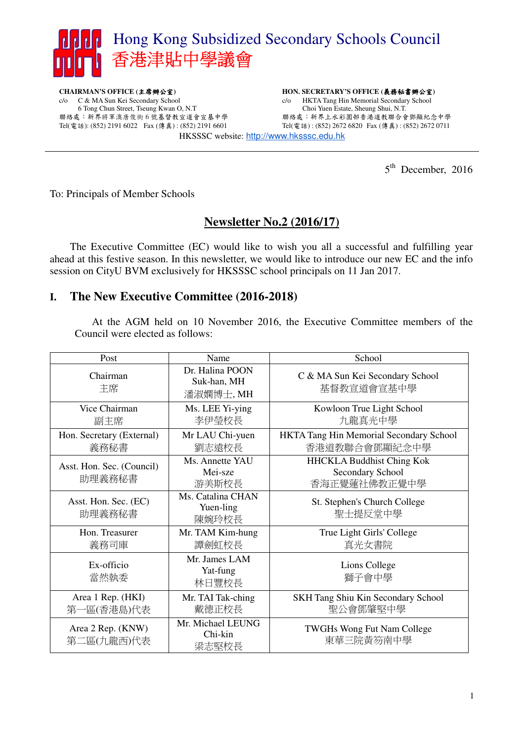# Hong Kong Subsidized Secondary Schools Council
# 香港津貼中學議會

**CHAIRMAN'S OFFICE (主席辦公室)**
c/o C & MA Sun Kei Secondary School
6 Tong Chun Street, Tseung Kwan O, N.T
聯絡處：新界將軍澳唐俊街 6 號基督教宣道會宣基中學
Tel(電話): (852) 2191 6022 Fax (傳真) : (852) 2191 6601

**HON. SECRETARY'S OFFICE (義務秘書辦公室)**
c/o HKTA Tang Hin Memorial Secondary School
Choi Yuen Estate, Sheung Shui, N.T.
聯絡處：新界上水彩園邨香港道教聯合會鄧顯紀念中學
Tel(電話) : (852) 2672 6820 Fax (傳真) : (852) 2672 0711

HKSSSC website: http://www.hksssc.edu.hk

---

5th December, 2016

To: Principals of Member Schools

## Newsletter No.2 (2016/17)

The Executive Committee (EC) would like to wish you all a successful and fulfilling year ahead at this festive season. In this newsletter, we would like to introduce our new EC and the info session on CityU BVM exclusively for HKSSSC school principals on 11 Jan 2017.

## I. The New Executive Committee (2016-2018)

At the AGM held on 10 November 2016, the Executive Committee members of the Council were elected as follows:

| Post | Name | School |
|---|---|---|
| Chairman 主席 | Dr. Halina POON Suk-han, MH 潘淑嫻博士, MH | C & MA Sun Kei Secondary School 基督教宣道會宣基中學 |
| Vice Chairman 副主席 | Ms. LEE Yi-ying 李伊瑩校長 | Kowloon True Light School 九龍真光中學 |
| Hon. Secretary (External) 義務秘書 | Mr LAU Chi-yuen 劉志遠校長 | HKTA Tang Hin Memorial Secondary School 香港道教聯合會鄧顯紀念中學 |
| Asst. Hon. Sec. (Council) 助理義務秘書 | Ms. Annette YAU Mei-sze 游美斯校長 | HHCKLA Buddhist Ching Kok Secondary School 香海正覺蓮社佛教正覺中學 |
| Asst. Hon. Sec. (EC) 助理義務秘書 | Ms. Catalina CHAN Yuen-ling 陳婉玲校長 | St. Stephen's Church College 聖士提反堂中學 |
| Hon. Treasurer 義務司庫 | Mr. TAM Kim-hung 譚劍虹校長 | True Light Girls' College 真光女書院 |
| Ex-officio 當然執委 | Mr. James LAM Yat-fung 林日豐校長 | Lions College 獅子會中學 |
| Area 1 Rep. (HKI) 第一區(香港島)代表 | Mr. TAI Tak-ching 戴德正校長 | SKH Tang Shiu Kin Secondary School 聖公會鄧肇堅中學 |
| Area 2 Rep. (KNW) 第二區(九龍西)代表 | Mr. Michael LEUNG Chi-kin 梁志堅校長 | TWGHs Wong Fut Nam College 東華三院黃笏南中學 |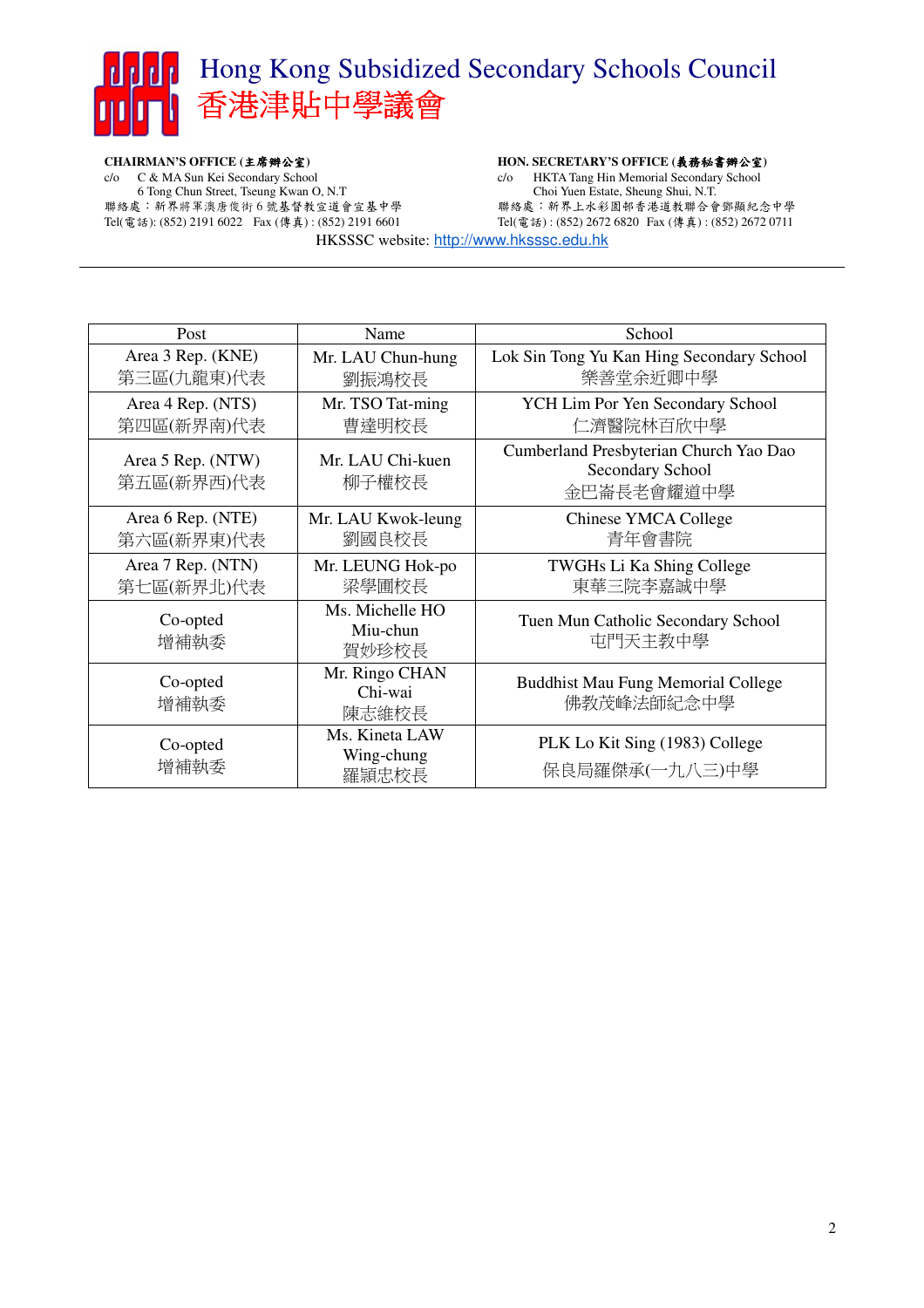# Hong Kong Subsidized Secondary Schools Council
# 香港津貼中學議會

**CHAIRMAN'S OFFICE (主席辦公室)**
c/o C & MA Sun Kei Secondary School
6 Tong Chun Street, Tseung Kwan O, N.T
聯絡處：新界將軍澳唐俊街 6 號基督教宣道會宣基中學
Tel(電話): (852) 2191 6022 Fax (傳真) : (852) 2191 6601

**HON. SECRETARY'S OFFICE (義務秘書辦公室)**
c/o HKTA Tang Hin Memorial Secondary School
Choi Yuen Estate, Sheung Shui, N.T.
聯絡處：新界上水彩園邨香港道教聯合會鄧顯紀念中學
Tel(電話) : (852) 2672 6820 Fax (傳真) : (852) 2672 0711

HKSSSC website: http://www.hksssc.edu.hk

| Post | Name | School |
|---|---|---|
| Area 3 Rep. (KNE) 第三區(九龍東)代表 | Mr. LAU Chun-hung 劉振鴻校長 | Lok Sin Tong Yu Kan Hing Secondary School 樂善堂余近卿中學 |
| Area 4 Rep. (NTS) 第四區(新界南)代表 | Mr. TSO Tat-ming 曹達明校長 | YCH Lim Por Yen Secondary School 仁濟醫院林百欣中學 |
| Area 5 Rep. (NTW) 第五區(新界西)代表 | Mr. LAU Chi-kuen 柳子權校長 | Cumberland Presbyterian Church Yao Dao Secondary School 金巴崙長老會耀道中學 |
| Area 6 Rep. (NTE) 第六區(新界東)代表 | Mr. LAU Kwok-leung 劉國良校長 | Chinese YMCA College 青年會書院 |
| Area 7 Rep. (NTN) 第七區(新界北)代表 | Mr. LEUNG Hok-po 梁學圃校長 | TWGHs Li Ka Shing College 東華三院李嘉誠中學 |
| Co-opted 增補執委 | Ms. Michelle HO Miu-chun 賀妙珍校長 | Tuen Mun Catholic Secondary School 屯門天主教中學 |
| Co-opted 增補執委 | Mr. Ringo CHAN Chi-wai 陳志維校長 | Buddhist Mau Fung Memorial College 佛教茂峰法師紀念中學 |
| Co-opted 增補執委 | Ms. Kineta LAW Wing-chung 羅穎忠校長 | PLK Lo Kit Sing (1983) College 保良局羅傑承(一九八三)中學 |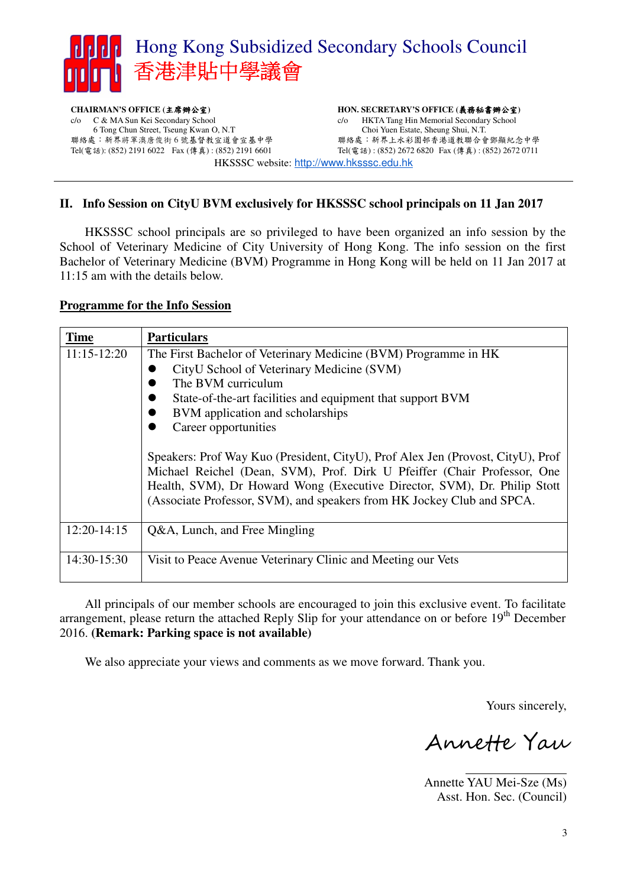# Hong Kong Subsidized Secondary Schools Council
# 香港津貼中學議會

**CHAIRMAN'S OFFICE (主席辦公室)**
c/o C & MA Sun Kei Secondary School
6 Tong Chun Street, Tseung Kwan O, N.T
聯絡處：新界將軍澳唐俊街 6 號基督教宣道會宣基中學
Tel(電話): (852) 2191 6022 Fax (傳真) : (852) 2191 6601

**HON. SECRETARY'S OFFICE (義務秘書辦公室)**
c/o HKTA Tang Hin Memorial Secondary School
Choi Yuen Estate, Sheung Shui, N.T.
聯絡處：新界上水彩園邨香港道教聯合會鄧顯紀念中學
Tel(電話) : (852) 2672 6820 Fax (傳真) : (852) 2672 0711

HKSSSC website: http://www.hksssc.edu.hk

---

**II. Info Session on CityU BVM exclusively for HKSSSC school principals on 11 Jan 2017**

HKSSSC school principals are so privileged to have been organized an info session by the School of Veterinary Medicine of City University of Hong Kong. The info session on the first Bachelor of Veterinary Medicine (BVM) Programme in Hong Kong will be held on 11 Jan 2017 at 11:15 am with the details below.

**Programme for the Info Session**

| Time | Particulars |
|---|---|
| 11:15-12:20 | The First Bachelor of Veterinary Medicine (BVM) Programme in HK<br>● CityU School of Veterinary Medicine (SVM)<br>● The BVM curriculum<br>● State-of-the-art facilities and equipment that support BVM<br>● BVM application and scholarships<br>● Career opportunities<br><br>Speakers: Prof Way Kuo (President, CityU), Prof Alex Jen (Provost, CityU), Prof Michael Reichel (Dean, SVM), Prof. Dirk U Pfeiffer (Chair Professor, One Health, SVM), Dr Howard Wong (Executive Director, SVM), Dr. Philip Stott (Associate Professor, SVM), and speakers from HK Jockey Club and SPCA. |
| 12:20-14:15 | Q&A, Lunch, and Free Mingling |
| 14:30-15:30 | Visit to Peace Avenue Veterinary Clinic and Meeting our Vets |

All principals of our member schools are encouraged to join this exclusive event. To facilitate arrangement, please return the attached Reply Slip for your attendance on or before 19th December 2016. **(Remark: Parking space is not available)**

We also appreciate your views and comments as we move forward. Thank you.

Yours sincerely,

*Annette Yau*

Annette YAU Mei-Sze (Ms)
Asst. Hon. Sec. (Council)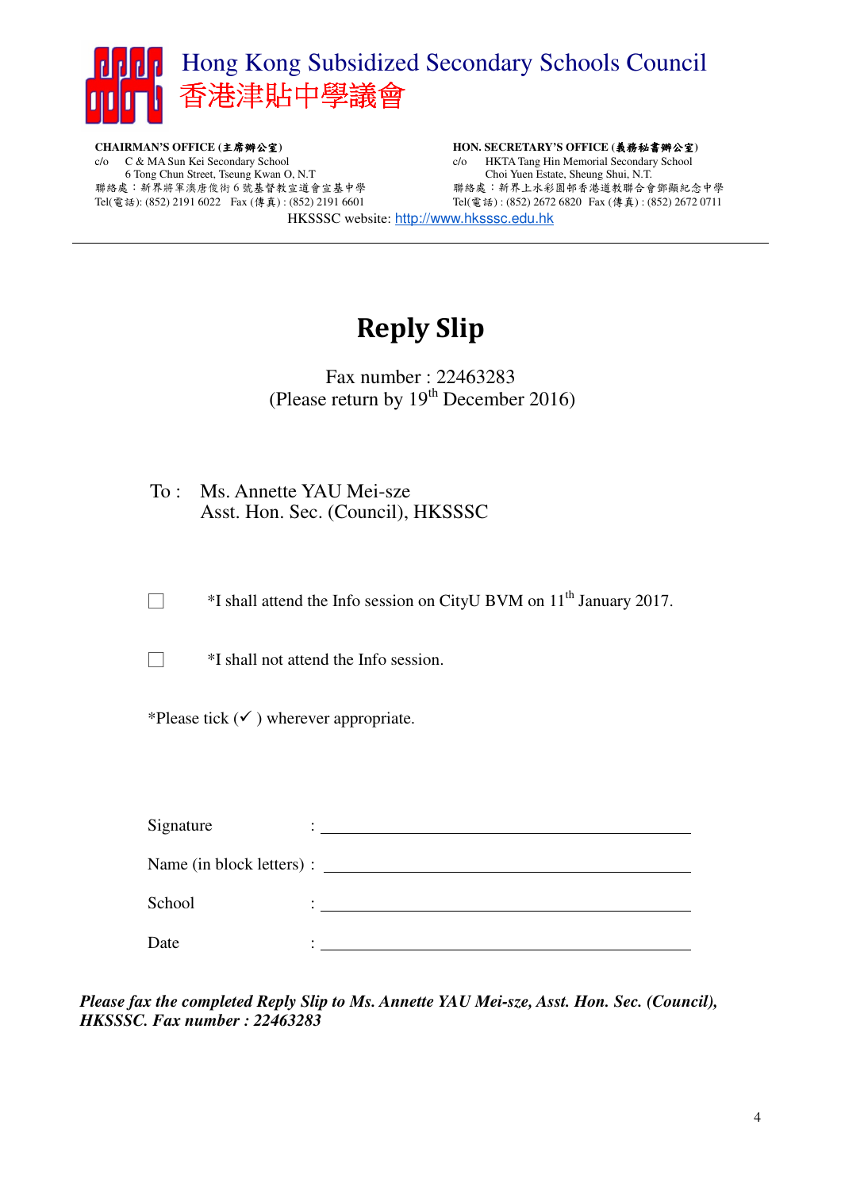# Hong Kong Subsidized Secondary Schools Council
# 香港津貼中學議會

**CHAIRMAN'S OFFICE (主席辦公室)**
c/o C & MA Sun Kei Secondary School
6 Tong Chun Street, Tseung Kwan O, N.T
聯絡處：新界將軍澳唐俊街 6 號基督教宣道會宣基中學
Tel(電話): (852) 2191 6022 Fax (傳真) : (852) 2191 6601

**HON. SECRETARY'S OFFICE (義務秘書辦公室)**
c/o HKTA Tang Hin Memorial Secondary School
Choi Yuen Estate, Sheung Shui, N.T.
聯絡處：新界上水彩園邨香港道教聯合會鄧顯紀念中學
Tel(電話) : (852) 2672 6820 Fax (傳真) : (852) 2672 0711

HKSSSC website: http://www.hksssc.edu.hk

---

# Reply Slip

Fax number : 22463283
(Please return by 19th December 2016)

To : Ms. Annette YAU Mei-sze
Asst. Hon. Sec. (Council), HKSSSC

☐ *I shall attend the Info session on CityU BVM on 11th January 2017.

☐ *I shall not attend the Info session.

*Please tick (✓ ) wherever appropriate.

Signature : ______________________________

Name (in block letters) : ______________________________

School : ______________________________

Date : ______________________________

***Please fax the completed Reply Slip to Ms. Annette YAU Mei-sze, Asst. Hon. Sec. (Council), HKSSSC. Fax number : 22463283***